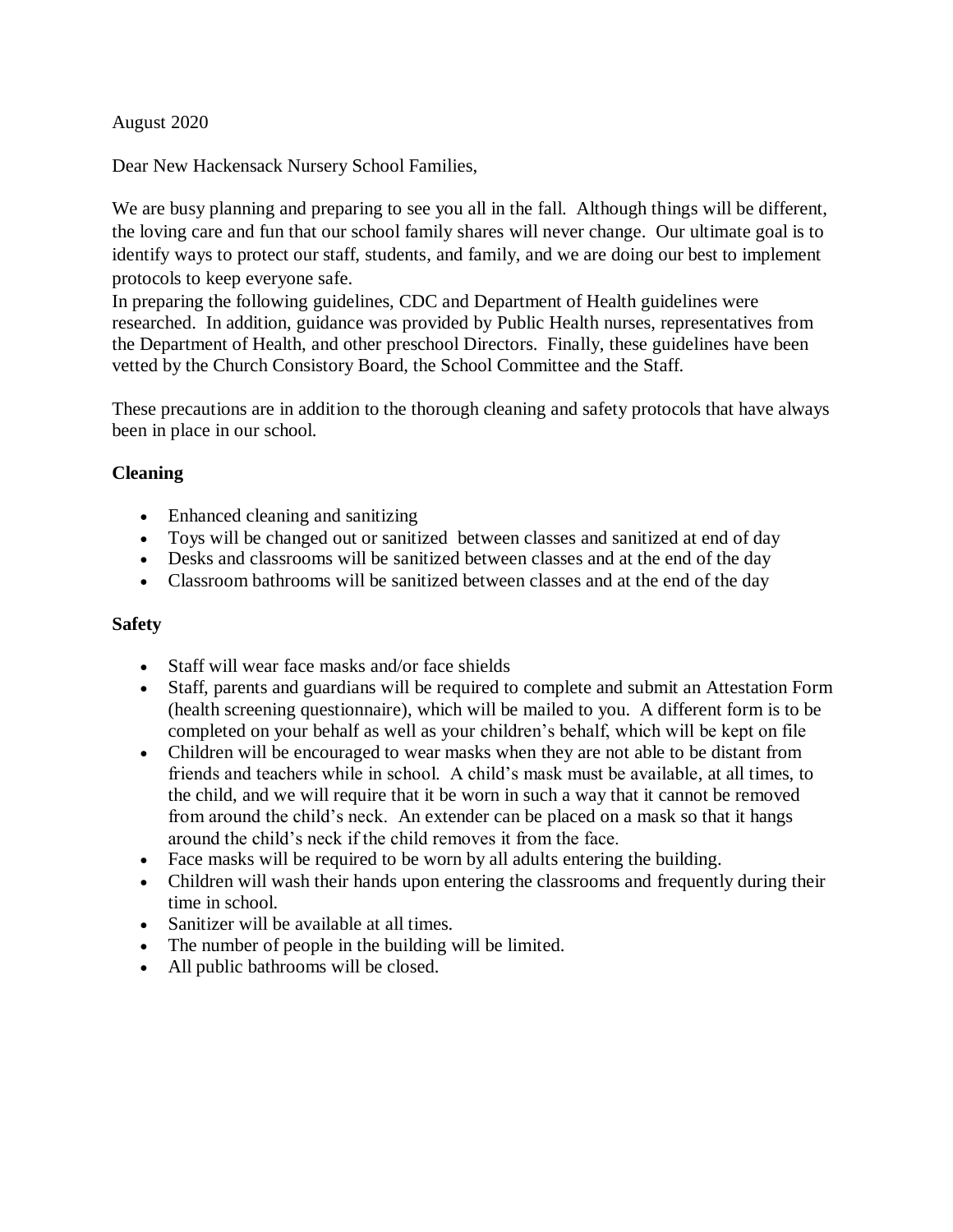August 2020

Dear New Hackensack Nursery School Families,

We are busy planning and preparing to see you all in the fall. Although things will be different, the loving care and fun that our school family shares will never change. Our ultimate goal is to identify ways to protect our staff, students, and family, and we are doing our best to implement protocols to keep everyone safe.

In preparing the following guidelines, CDC and Department of Health guidelines were researched. In addition, guidance was provided by Public Health nurses, representatives from the Department of Health, and other preschool Directors. Finally, these guidelines have been vetted by the Church Consistory Board, the School Committee and the Staff.

These precautions are in addition to the thorough cleaning and safety protocols that have always been in place in our school.

**Cleaning**

- Enhanced cleaning and sanitizing
- Toys will be changed out or sanitized between classes and sanitized at end of day
- Desks and classrooms will be sanitized between classes and at the end of the day
- Classroom bathrooms will be sanitized between classes and at the end of the day

**Safety**

- Staff will wear face masks and/or face shields
- Staff, parents and guardians will be required to complete and submit an Attestation Form (health screening questionnaire), which will be mailed to you. A different form is to be completed on your behalf as well as your children's behalf, which will be kept on file
- Children will be encouraged to wear masks when they are not able to be distant from friends and teachers while in school. A child's mask must be available, at all times, to the child, and we will require that it be worn in such a way that it cannot be removed from around the child's neck. An extender can be placed on a mask so that it hangs around the child's neck if the child removes it from the face.
- Face masks will be required to be worn by all adults entering the building.
- Children will wash their hands upon entering the classrooms and frequently during their time in school.
- Sanitizer will be available at all times.
- The number of people in the building will be limited.
- All public bathrooms will be closed.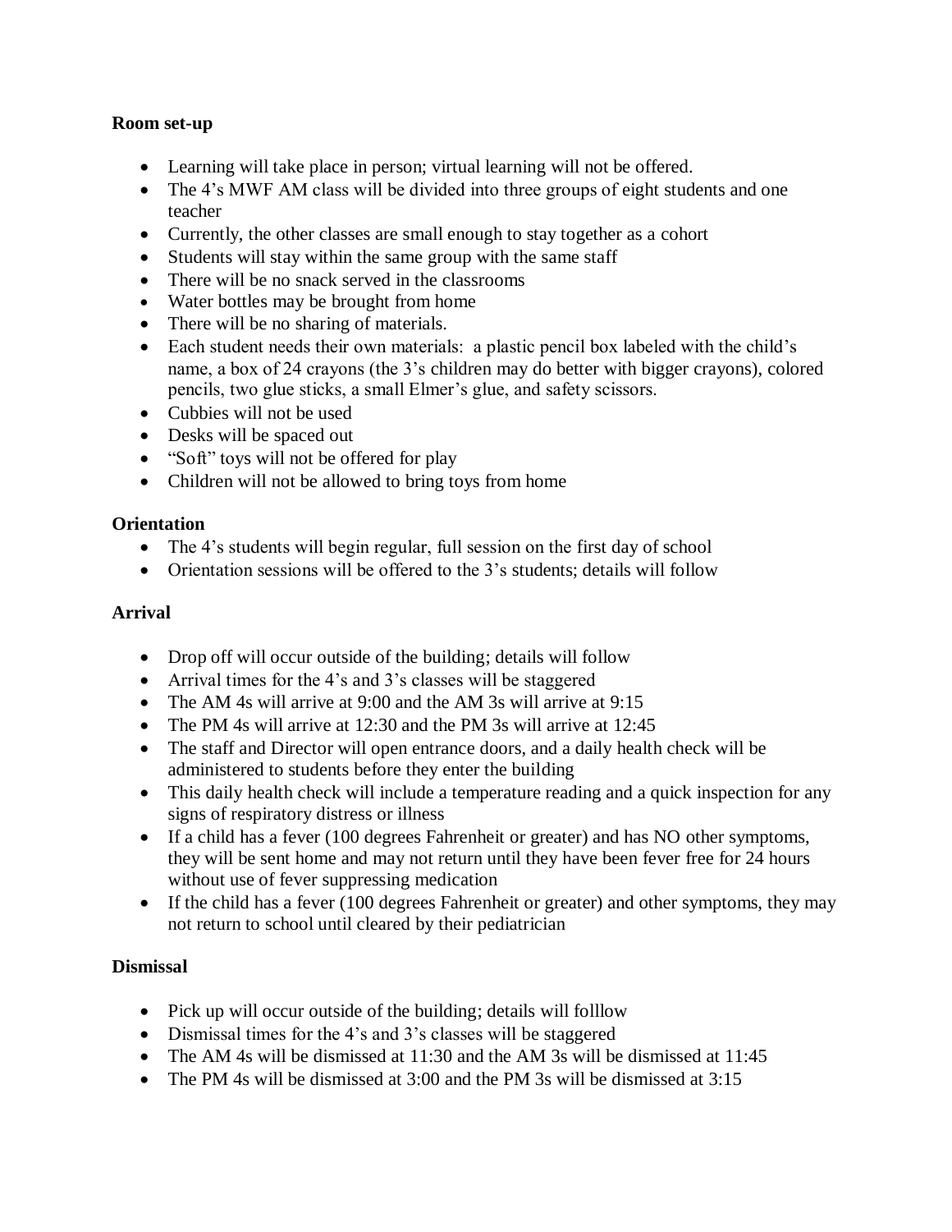**Room set-up**

- Learning will take place in person; virtual learning will not be offered.
- The 4's MWF AM class will be divided into three groups of eight students and one teacher
- Currently, the other classes are small enough to stay together as a cohort
- Students will stay within the same group with the same staff
- There will be no snack served in the classrooms
- Water bottles may be brought from home
- There will be no sharing of materials.
- Each student needs their own materials: a plastic pencil box labeled with the child's name, a box of 24 crayons (the 3's children may do better with bigger crayons), colored pencils, two glue sticks, a small Elmer's glue, and safety scissors.
- Cubbies will not be used
- Desks will be spaced out
- "Soft" toys will not be offered for play
- Children will not be allowed to bring toys from home

**Orientation**

- The 4's students will begin regular, full session on the first day of school
- Orientation sessions will be offered to the 3's students; details will follow

**Arrival**

- Drop off will occur outside of the building; details will follow
- Arrival times for the 4's and 3's classes will be staggered
- The AM 4s will arrive at 9:00 and the AM 3s will arrive at 9:15
- The PM 4s will arrive at 12:30 and the PM 3s will arrive at 12:45
- The staff and Director will open entrance doors, and a daily health check will be administered to students before they enter the building
- This daily health check will include a temperature reading and a quick inspection for any signs of respiratory distress or illness
- If a child has a fever (100 degrees Fahrenheit or greater) and has NO other symptoms, they will be sent home and may not return until they have been fever free for 24 hours without use of fever suppressing medication
- If the child has a fever (100 degrees Fahrenheit or greater) and other symptoms, they may not return to school until cleared by their pediatrician

**Dismissal**

- Pick up will occur outside of the building; details will folllow
- Dismissal times for the 4's and 3's classes will be staggered
- The AM 4s will be dismissed at 11:30 and the AM 3s will be dismissed at 11:45
- The PM 4s will be dismissed at 3:00 and the PM 3s will be dismissed at 3:15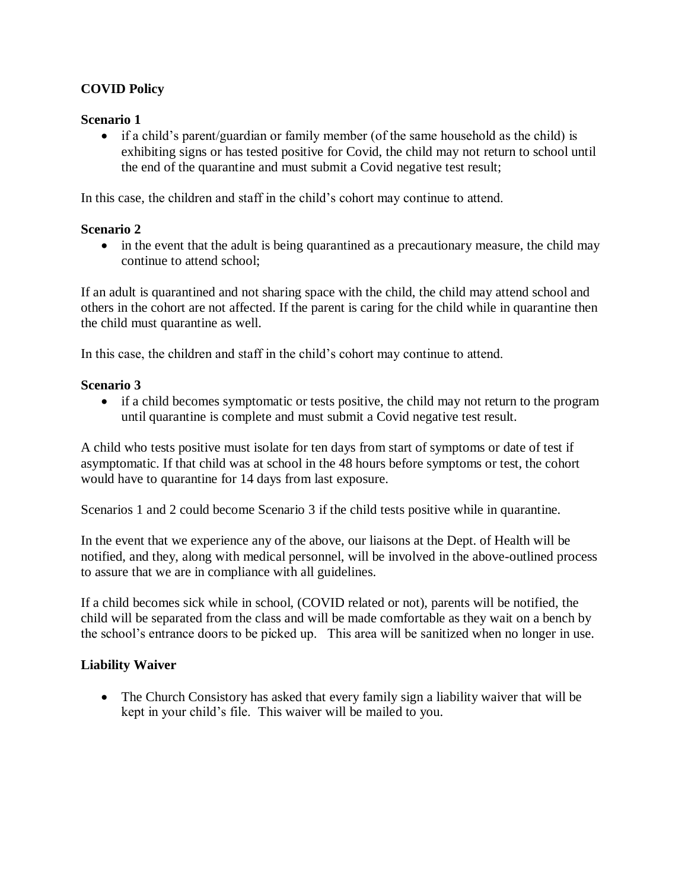**COVID Policy**

**Scenario 1**

- if a child's parent/guardian or family member (of the same household as the child) is exhibiting signs or has tested positive for Covid, the child may not return to school until the end of the quarantine and must submit a Covid negative test result;

In this case, the children and staff in the child's cohort may continue to attend.

**Scenario 2**

- in the event that the adult is being quarantined as a precautionary measure, the child may continue to attend school;

If an adult is quarantined and not sharing space with the child, the child may attend school and others in the cohort are not affected. If the parent is caring for the child while in quarantine then the child must quarantine as well.

In this case, the children and staff in the child's cohort may continue to attend.

**Scenario 3**

- if a child becomes symptomatic or tests positive, the child may not return to the program until quarantine is complete and must submit a Covid negative test result.

A child who tests positive must isolate for ten days from start of symptoms or date of test if asymptomatic. If that child was at school in the 48 hours before symptoms or test, the cohort would have to quarantine for 14 days from last exposure.

Scenarios 1 and 2 could become Scenario 3 if the child tests positive while in quarantine.

In the event that we experience any of the above, our liaisons at the Dept. of Health will be notified, and they, along with medical personnel, will be involved in the above-outlined process to assure that we are in compliance with all guidelines.

If a child becomes sick while in school, (COVID related or not), parents will be notified, the child will be separated from the class and will be made comfortable as they wait on a bench by the school's entrance doors to be picked up. This area will be sanitized when no longer in use.

**Liability Waiver**

- The Church Consistory has asked that every family sign a liability waiver that will be kept in your child's file. This waiver will be mailed to you.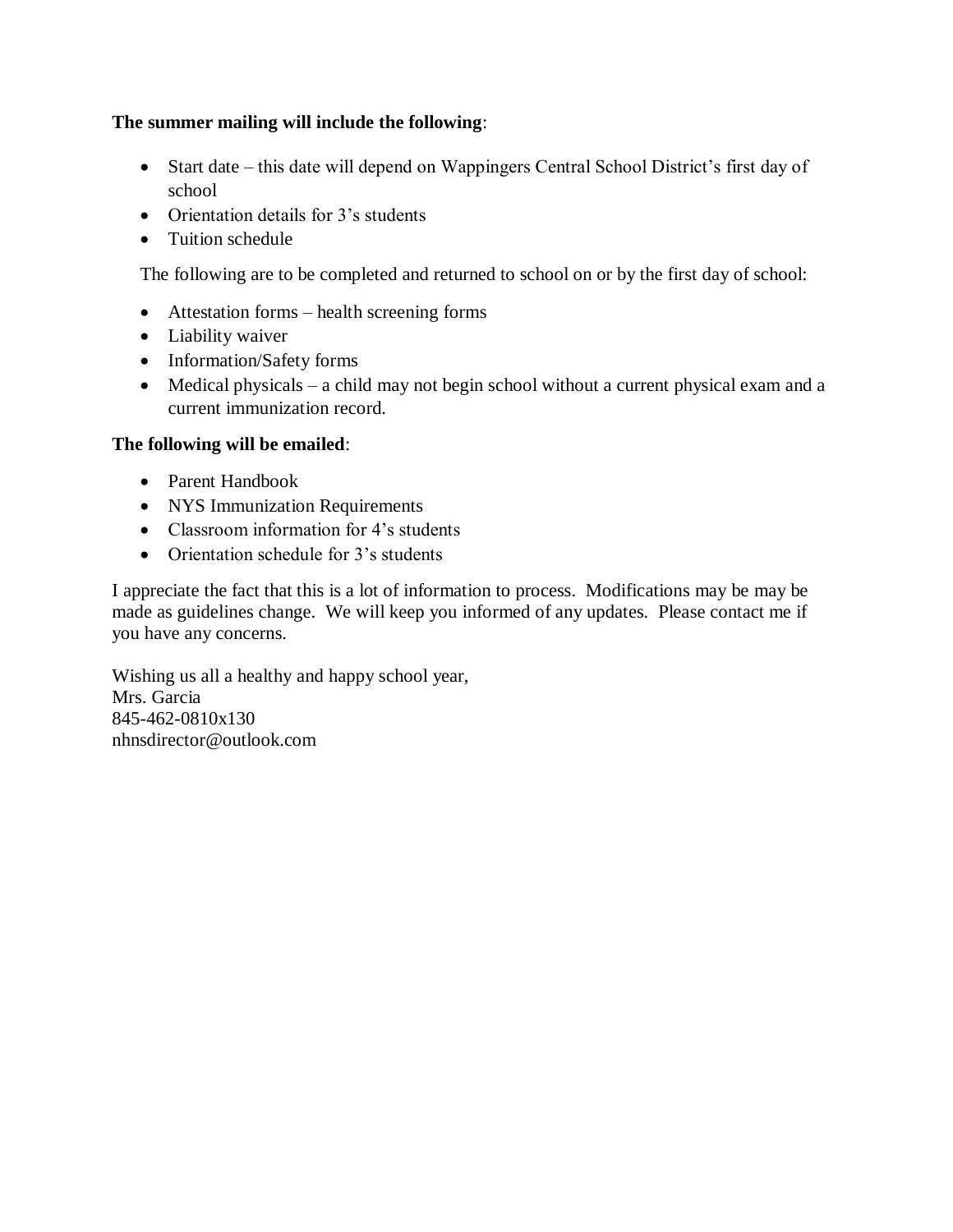**The summer mailing will include the following**:

- Start date – this date will depend on Wappingers Central School District's first day of school
- Orientation details for 3's students
- Tuition schedule

The following are to be completed and returned to school on or by the first day of school:

- Attestation forms – health screening forms
- Liability waiver
- Information/Safety forms
- Medical physicals – a child may not begin school without a current physical exam and a current immunization record.

**The following will be emailed**:

- Parent Handbook
- NYS Immunization Requirements
- Classroom information for 4's students
- Orientation schedule for 3's students

I appreciate the fact that this is a lot of information to process. Modifications may be may be made as guidelines change. We will keep you informed of any updates. Please contact me if you have any concerns.

Wishing us all a healthy and happy school year,
Mrs. Garcia
845-462-0810x130
nhnsdirector@outlook.com